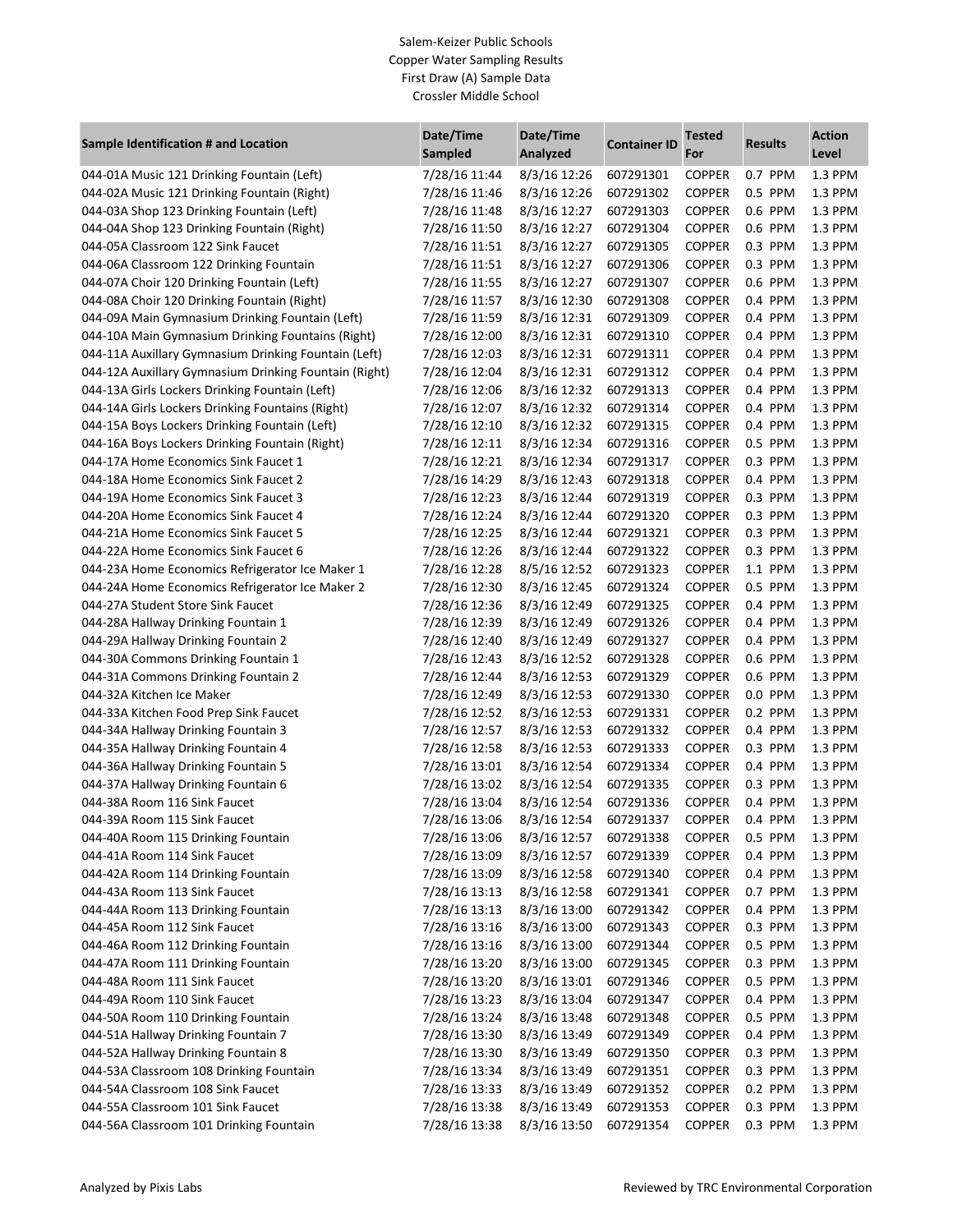# Salem-Keizer Public Schools
## Copper Water Sampling Results
### First Draw (A) Sample Data
### Crossler Middle School

| Sample Identification # and Location | Date/Time Sampled | Date/Time Analyzed | Container ID | Tested For | Results | Action Level |
|---|---|---|---|---|---|---|
| 044-01A Music 121 Drinking Fountain (Left) | 7/28/16 11:44 | 8/3/16 12:26 | 607291301 | COPPER | 0.7 PPM | 1.3 PPM |
| 044-02A Music 121 Drinking Fountain (Right) | 7/28/16 11:46 | 8/3/16 12:26 | 607291302 | COPPER | 0.5 PPM | 1.3 PPM |
| 044-03A Shop 123 Drinking Fountain (Left) | 7/28/16 11:48 | 8/3/16 12:27 | 607291303 | COPPER | 0.6 PPM | 1.3 PPM |
| 044-04A Shop 123 Drinking Fountain (Right) | 7/28/16 11:50 | 8/3/16 12:27 | 607291304 | COPPER | 0.6 PPM | 1.3 PPM |
| 044-05A Classroom 122 Sink Faucet | 7/28/16 11:51 | 8/3/16 12:27 | 607291305 | COPPER | 0.3 PPM | 1.3 PPM |
| 044-06A Classroom 122 Drinking Fountain | 7/28/16 11:51 | 8/3/16 12:27 | 607291306 | COPPER | 0.3 PPM | 1.3 PPM |
| 044-07A Choir 120 Drinking Fountain (Left) | 7/28/16 11:55 | 8/3/16 12:27 | 607291307 | COPPER | 0.6 PPM | 1.3 PPM |
| 044-08A Choir 120 Drinking Fountain (Right) | 7/28/16 11:57 | 8/3/16 12:30 | 607291308 | COPPER | 0.4 PPM | 1.3 PPM |
| 044-09A Main Gymnasium Drinking Fountain (Left) | 7/28/16 11:59 | 8/3/16 12:31 | 607291309 | COPPER | 0.4 PPM | 1.3 PPM |
| 044-10A Main Gymnasium Drinking Fountains (Right) | 7/28/16 12:00 | 8/3/16 12:31 | 607291310 | COPPER | 0.4 PPM | 1.3 PPM |
| 044-11A Auxillary Gymnasium Drinking Fountain (Left) | 7/28/16 12:03 | 8/3/16 12:31 | 607291311 | COPPER | 0.4 PPM | 1.3 PPM |
| 044-12A Auxillary Gymnasium Drinking Fountain (Right) | 7/28/16 12:04 | 8/3/16 12:31 | 607291312 | COPPER | 0.4 PPM | 1.3 PPM |
| 044-13A Girls Lockers Drinking Fountain (Left) | 7/28/16 12:06 | 8/3/16 12:32 | 607291313 | COPPER | 0.4 PPM | 1.3 PPM |
| 044-14A Girls Lockers Drinking Fountains (Right) | 7/28/16 12:07 | 8/3/16 12:32 | 607291314 | COPPER | 0.4 PPM | 1.3 PPM |
| 044-15A Boys Lockers Drinking Fountain (Left) | 7/28/16 12:10 | 8/3/16 12:32 | 607291315 | COPPER | 0.4 PPM | 1.3 PPM |
| 044-16A Boys Lockers Drinking Fountain (Right) | 7/28/16 12:11 | 8/3/16 12:34 | 607291316 | COPPER | 0.5 PPM | 1.3 PPM |
| 044-17A Home Economics Sink Faucet 1 | 7/28/16 12:21 | 8/3/16 12:34 | 607291317 | COPPER | 0.3 PPM | 1.3 PPM |
| 044-18A Home Economics Sink Faucet 2 | 7/28/16 14:29 | 8/3/16 12:43 | 607291318 | COPPER | 0.4 PPM | 1.3 PPM |
| 044-19A Home Economics Sink Faucet 3 | 7/28/16 12:23 | 8/3/16 12:44 | 607291319 | COPPER | 0.3 PPM | 1.3 PPM |
| 044-20A Home Economics Sink Faucet 4 | 7/28/16 12:24 | 8/3/16 12:44 | 607291320 | COPPER | 0.3 PPM | 1.3 PPM |
| 044-21A Home Economics Sink Faucet 5 | 7/28/16 12:25 | 8/3/16 12:44 | 607291321 | COPPER | 0.3 PPM | 1.3 PPM |
| 044-22A Home Economics Sink Faucet 6 | 7/28/16 12:26 | 8/3/16 12:44 | 607291322 | COPPER | 0.3 PPM | 1.3 PPM |
| 044-23A Home Economics Refrigerator Ice Maker 1 | 7/28/16 12:28 | 8/5/16 12:52 | 607291323 | COPPER | 1.1 PPM | 1.3 PPM |
| 044-24A Home Economics Refrigerator Ice Maker 2 | 7/28/16 12:30 | 8/3/16 12:45 | 607291324 | COPPER | 0.5 PPM | 1.3 PPM |
| 044-27A Student Store Sink Faucet | 7/28/16 12:36 | 8/3/16 12:49 | 607291325 | COPPER | 0.4 PPM | 1.3 PPM |
| 044-28A Hallway Drinking Fountain 1 | 7/28/16 12:39 | 8/3/16 12:49 | 607291326 | COPPER | 0.4 PPM | 1.3 PPM |
| 044-29A Hallway Drinking Fountain 2 | 7/28/16 12:40 | 8/3/16 12:49 | 607291327 | COPPER | 0.4 PPM | 1.3 PPM |
| 044-30A Commons Drinking Fountain 1 | 7/28/16 12:43 | 8/3/16 12:52 | 607291328 | COPPER | 0.6 PPM | 1.3 PPM |
| 044-31A Commons Drinking Fountain 2 | 7/28/16 12:44 | 8/3/16 12:53 | 607291329 | COPPER | 0.6 PPM | 1.3 PPM |
| 044-32A Kitchen Ice Maker | 7/28/16 12:49 | 8/3/16 12:53 | 607291330 | COPPER | 0.0 PPM | 1.3 PPM |
| 044-33A Kitchen Food Prep Sink Faucet | 7/28/16 12:52 | 8/3/16 12:53 | 607291331 | COPPER | 0.2 PPM | 1.3 PPM |
| 044-34A Hallway Drinking Fountain 3 | 7/28/16 12:57 | 8/3/16 12:53 | 607291332 | COPPER | 0.4 PPM | 1.3 PPM |
| 044-35A Hallway Drinking Fountain 4 | 7/28/16 12:58 | 8/3/16 12:53 | 607291333 | COPPER | 0.3 PPM | 1.3 PPM |
| 044-36A Hallway Drinking Fountain 5 | 7/28/16 13:01 | 8/3/16 12:54 | 607291334 | COPPER | 0.4 PPM | 1.3 PPM |
| 044-37A Hallway Drinking Fountain 6 | 7/28/16 13:02 | 8/3/16 12:54 | 607291335 | COPPER | 0.3 PPM | 1.3 PPM |
| 044-38A Room 116 Sink Faucet | 7/28/16 13:04 | 8/3/16 12:54 | 607291336 | COPPER | 0.4 PPM | 1.3 PPM |
| 044-39A Room 115 Sink Faucet | 7/28/16 13:06 | 8/3/16 12:54 | 607291337 | COPPER | 0.4 PPM | 1.3 PPM |
| 044-40A Room 115 Drinking Fountain | 7/28/16 13:06 | 8/3/16 12:57 | 607291338 | COPPER | 0.5 PPM | 1.3 PPM |
| 044-41A Room 114 Sink Faucet | 7/28/16 13:09 | 8/3/16 12:57 | 607291339 | COPPER | 0.4 PPM | 1.3 PPM |
| 044-42A Room 114 Drinking Fountain | 7/28/16 13:09 | 8/3/16 12:58 | 607291340 | COPPER | 0.4 PPM | 1.3 PPM |
| 044-43A Room 113 Sink Faucet | 7/28/16 13:13 | 8/3/16 12:58 | 607291341 | COPPER | 0.7 PPM | 1.3 PPM |
| 044-44A Room 113 Drinking Fountain | 7/28/16 13:13 | 8/3/16 13:00 | 607291342 | COPPER | 0.4 PPM | 1.3 PPM |
| 044-45A Room 112 Sink Faucet | 7/28/16 13:16 | 8/3/16 13:00 | 607291343 | COPPER | 0.3 PPM | 1.3 PPM |
| 044-46A Room 112 Drinking Fountain | 7/28/16 13:16 | 8/3/16 13:00 | 607291344 | COPPER | 0.5 PPM | 1.3 PPM |
| 044-47A Room 111 Drinking Fountain | 7/28/16 13:20 | 8/3/16 13:00 | 607291345 | COPPER | 0.3 PPM | 1.3 PPM |
| 044-48A Room 111 Sink Faucet | 7/28/16 13:20 | 8/3/16 13:01 | 607291346 | COPPER | 0.5 PPM | 1.3 PPM |
| 044-49A Room 110 Sink Faucet | 7/28/16 13:23 | 8/3/16 13:04 | 607291347 | COPPER | 0.4 PPM | 1.3 PPM |
| 044-50A Room 110 Drinking Fountain | 7/28/16 13:24 | 8/3/16 13:48 | 607291348 | COPPER | 0.5 PPM | 1.3 PPM |
| 044-51A Hallway Drinking Fountain 7 | 7/28/16 13:30 | 8/3/16 13:49 | 607291349 | COPPER | 0.4 PPM | 1.3 PPM |
| 044-52A Hallway Drinking Fountain 8 | 7/28/16 13:30 | 8/3/16 13:49 | 607291350 | COPPER | 0.3 PPM | 1.3 PPM |
| 044-53A Classroom 108 Drinking Fountain | 7/28/16 13:34 | 8/3/16 13:49 | 607291351 | COPPER | 0.3 PPM | 1.3 PPM |
| 044-54A Classroom 108 Sink Faucet | 7/28/16 13:33 | 8/3/16 13:49 | 607291352 | COPPER | 0.2 PPM | 1.3 PPM |
| 044-55A Classroom 101 Sink Faucet | 7/28/16 13:38 | 8/3/16 13:49 | 607291353 | COPPER | 0.3 PPM | 1.3 PPM |
| 044-56A Classroom 101 Drinking Fountain | 7/28/16 13:38 | 8/3/16 13:50 | 607291354 | COPPER | 0.3 PPM | 1.3 PPM |

Analyzed by Pixis Labs

Reviewed by TRC Environmental Corporation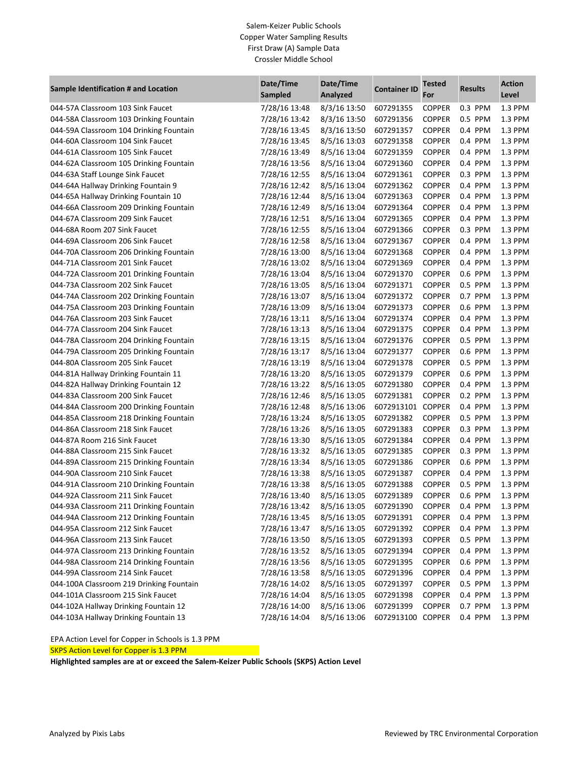Salem-Keizer Public Schools
Copper Water Sampling Results
First Draw (A) Sample Data
Crossler Middle School

| Sample Identification # and Location | Date/Time Sampled | Date/Time Analyzed | Container ID | Tested For | Results | Action Level |
|---|---|---|---|---|---|---|
| 044-57A Classroom 103 Sink Faucet | 7/28/16 13:48 | 8/3/16 13:50 | 607291355 | COPPER | 0.3 PPM | 1.3 PPM |
| 044-58A Classroom 103 Drinking Fountain | 7/28/16 13:42 | 8/3/16 13:50 | 607291356 | COPPER | 0.5 PPM | 1.3 PPM |
| 044-59A Classroom 104 Drinking Fountain | 7/28/16 13:45 | 8/3/16 13:50 | 607291357 | COPPER | 0.4 PPM | 1.3 PPM |
| 044-60A Classroom 104 Sink Faucet | 7/28/16 13:45 | 8/5/16 13:03 | 607291358 | COPPER | 0.4 PPM | 1.3 PPM |
| 044-61A Classroom 105 Sink Faucet | 7/28/16 13:49 | 8/5/16 13:04 | 607291359 | COPPER | 0.4 PPM | 1.3 PPM |
| 044-62A Classroom 105 Drinking Fountain | 7/28/16 13:56 | 8/5/16 13:04 | 607291360 | COPPER | 0.4 PPM | 1.3 PPM |
| 044-63A Staff Lounge Sink Faucet | 7/28/16 12:55 | 8/5/16 13:04 | 607291361 | COPPER | 0.3 PPM | 1.3 PPM |
| 044-64A Hallway Drinking Fountain 9 | 7/28/16 12:42 | 8/5/16 13:04 | 607291362 | COPPER | 0.4 PPM | 1.3 PPM |
| 044-65A Hallway Drinking Fountain 10 | 7/28/16 12:44 | 8/5/16 13:04 | 607291363 | COPPER | 0.4 PPM | 1.3 PPM |
| 044-66A Classroom 209 Drinking Fountain | 7/28/16 12:49 | 8/5/16 13:04 | 607291364 | COPPER | 0.4 PPM | 1.3 PPM |
| 044-67A Classroom 209 Sink Faucet | 7/28/16 12:51 | 8/5/16 13:04 | 607291365 | COPPER | 0.4 PPM | 1.3 PPM |
| 044-68A Room 207 Sink Faucet | 7/28/16 12:55 | 8/5/16 13:04 | 607291366 | COPPER | 0.3 PPM | 1.3 PPM |
| 044-69A Classroom 206 Sink Faucet | 7/28/16 12:58 | 8/5/16 13:04 | 607291367 | COPPER | 0.4 PPM | 1.3 PPM |
| 044-70A Classroom 206 Drinking Fountain | 7/28/16 13:00 | 8/5/16 13:04 | 607291368 | COPPER | 0.4 PPM | 1.3 PPM |
| 044-71A Classroom 201 Sink Faucet | 7/28/16 13:02 | 8/5/16 13:04 | 607291369 | COPPER | 0.4 PPM | 1.3 PPM |
| 044-72A Classroom 201 Drinking Fountain | 7/28/16 13:04 | 8/5/16 13:04 | 607291370 | COPPER | 0.6 PPM | 1.3 PPM |
| 044-73A Classroom 202 Sink Faucet | 7/28/16 13:05 | 8/5/16 13:04 | 607291371 | COPPER | 0.5 PPM | 1.3 PPM |
| 044-74A Classroom 202 Drinking Fountain | 7/28/16 13:07 | 8/5/16 13:04 | 607291372 | COPPER | 0.7 PPM | 1.3 PPM |
| 044-75A Classroom 203 Drinking Fountain | 7/28/16 13:09 | 8/5/16 13:04 | 607291373 | COPPER | 0.6 PPM | 1.3 PPM |
| 044-76A Classroom 203 Sink Faucet | 7/28/16 13:11 | 8/5/16 13:04 | 607291374 | COPPER | 0.4 PPM | 1.3 PPM |
| 044-77A Classroom 204 Sink Faucet | 7/28/16 13:13 | 8/5/16 13:04 | 607291375 | COPPER | 0.4 PPM | 1.3 PPM |
| 044-78A Classroom 204 Drinking Fountain | 7/28/16 13:15 | 8/5/16 13:04 | 607291376 | COPPER | 0.5 PPM | 1.3 PPM |
| 044-79A Classroom 205 Drinking Fountain | 7/28/16 13:17 | 8/5/16 13:04 | 607291377 | COPPER | 0.6 PPM | 1.3 PPM |
| 044-80A Classroom 205 Sink Faucet | 7/28/16 13:19 | 8/5/16 13:04 | 607291378 | COPPER | 0.5 PPM | 1.3 PPM |
| 044-81A Hallway Drinking Fountain 11 | 7/28/16 13:20 | 8/5/16 13:05 | 607291379 | COPPER | 0.6 PPM | 1.3 PPM |
| 044-82A Hallway Drinking Fountain 12 | 7/28/16 13:22 | 8/5/16 13:05 | 607291380 | COPPER | 0.4 PPM | 1.3 PPM |
| 044-83A Classroom 200 Sink Faucet | 7/28/16 12:46 | 8/5/16 13:05 | 607291381 | COPPER | 0.2 PPM | 1.3 PPM |
| 044-84A Classroom 200 Drinking Fountain | 7/28/16 12:48 | 8/5/16 13:06 | 6072913101 | COPPER | 0.4 PPM | 1.3 PPM |
| 044-85A Classroom 218 Drinking Fountain | 7/28/16 13:24 | 8/5/16 13:05 | 607291382 | COPPER | 0.5 PPM | 1.3 PPM |
| 044-86A Classroom 218 Sink Faucet | 7/28/16 13:26 | 8/5/16 13:05 | 607291383 | COPPER | 0.3 PPM | 1.3 PPM |
| 044-87A Room 216 Sink Faucet | 7/28/16 13:30 | 8/5/16 13:05 | 607291384 | COPPER | 0.4 PPM | 1.3 PPM |
| 044-88A Classroom 215 Sink Faucet | 7/28/16 13:32 | 8/5/16 13:05 | 607291385 | COPPER | 0.3 PPM | 1.3 PPM |
| 044-89A Classroom 215 Drinking Fountain | 7/28/16 13:34 | 8/5/16 13:05 | 607291386 | COPPER | 0.6 PPM | 1.3 PPM |
| 044-90A Classroom 210 Sink Faucet | 7/28/16 13:38 | 8/5/16 13:05 | 607291387 | COPPER | 0.4 PPM | 1.3 PPM |
| 044-91A Classroom 210 Drinking Fountain | 7/28/16 13:38 | 8/5/16 13:05 | 607291388 | COPPER | 0.5 PPM | 1.3 PPM |
| 044-92A Classroom 211 Sink Faucet | 7/28/16 13:40 | 8/5/16 13:05 | 607291389 | COPPER | 0.6 PPM | 1.3 PPM |
| 044-93A Classroom 211 Drinking Fountain | 7/28/16 13:42 | 8/5/16 13:05 | 607291390 | COPPER | 0.4 PPM | 1.3 PPM |
| 044-94A Classroom 212 Drinking Fountain | 7/28/16 13:45 | 8/5/16 13:05 | 607291391 | COPPER | 0.4 PPM | 1.3 PPM |
| 044-95A Classroom 212 Sink Faucet | 7/28/16 13:47 | 8/5/16 13:05 | 607291392 | COPPER | 0.4 PPM | 1.3 PPM |
| 044-96A Classroom 213 Sink Faucet | 7/28/16 13:50 | 8/5/16 13:05 | 607291393 | COPPER | 0.5 PPM | 1.3 PPM |
| 044-97A Classroom 213 Drinking Fountain | 7/28/16 13:52 | 8/5/16 13:05 | 607291394 | COPPER | 0.4 PPM | 1.3 PPM |
| 044-98A Classroom 214 Drinking Fountain | 7/28/16 13:56 | 8/5/16 13:05 | 607291395 | COPPER | 0.6 PPM | 1.3 PPM |
| 044-99A Classroom 214 Sink Faucet | 7/28/16 13:58 | 8/5/16 13:05 | 607291396 | COPPER | 0.4 PPM | 1.3 PPM |
| 044-100A Classroom 219 Drinking Fountain | 7/28/16 14:02 | 8/5/16 13:05 | 607291397 | COPPER | 0.5 PPM | 1.3 PPM |
| 044-101A Classroom 215 Sink Faucet | 7/28/16 14:04 | 8/5/16 13:05 | 607291398 | COPPER | 0.4 PPM | 1.3 PPM |
| 044-102A Hallway Drinking Fountain 12 | 7/28/16 14:00 | 8/5/16 13:06 | 607291399 | COPPER | 0.7 PPM | 1.3 PPM |
| 044-103A Hallway Drinking Fountain 13 | 7/28/16 14:04 | 8/5/16 13:06 | 6072913100 | COPPER | 0.4 PPM | 1.3 PPM |

EPA Action Level for Copper in Schools is 1.3 PPM

SKPS Action Level for Copper is 1.3 PPM

**Highlighted samples are at or exceed the Salem-Keizer Public Schools (SKPS) Action Level**

Analyzed by Pixis Labs

Reviewed by TRC Environmental Corporation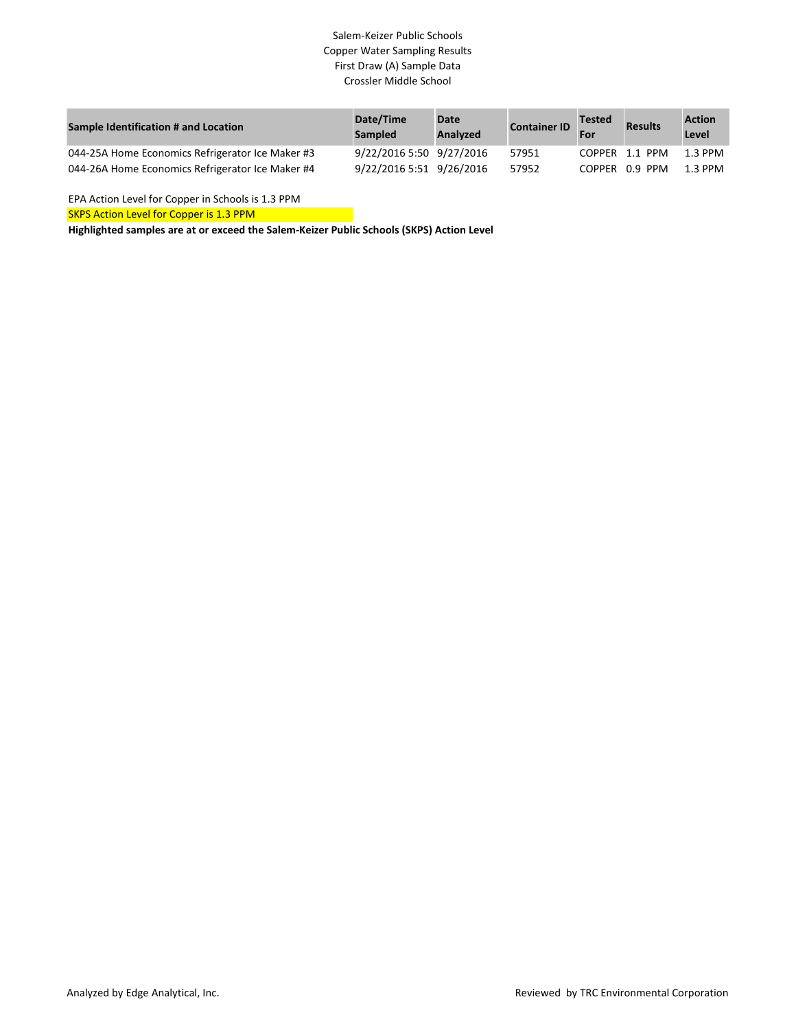Salem-Keizer Public Schools
Copper Water Sampling Results
First Draw (A) Sample Data
Crossler Middle School

| Sample Identification # and Location | Date/Time Sampled | Date Analyzed | Container ID | Tested For | Results | Action Level |
|---|---|---|---|---|---|---|
| 044-25A Home Economics Refrigerator Ice Maker #3 | 9/22/2016 5:50 | 9/27/2016 | 57951 | COPPER | 1.1 PPM | 1.3 PPM |
| 044-26A Home Economics Refrigerator Ice Maker #4 | 9/22/2016 5:51 | 9/26/2016 | 57952 | COPPER | 0.9 PPM | 1.3 PPM |

EPA Action Level for Copper in Schools is 1.3 PPM

SKPS Action Level for Copper is 1.3 PPM

**Highlighted samples are at or exceed the Salem-Keizer Public Schools (SKPS) Action Level**

Analyzed by Edge Analytical, Inc.

Reviewed by TRC Environmental Corporation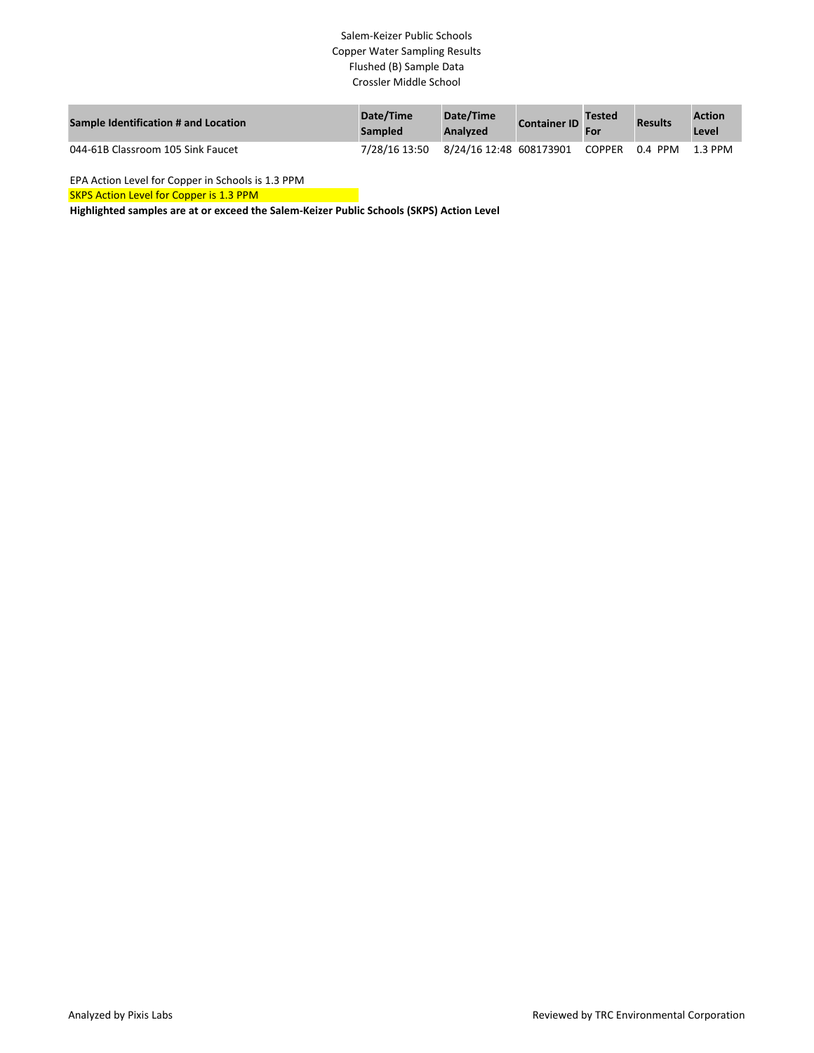Salem-Keizer Public Schools
Copper Water Sampling Results
Flushed (B) Sample Data
Crossler Middle School

| Sample Identification # and Location | Date/Time Sampled | Date/Time Analyzed | Container ID | Tested For | Results | Action Level |
|---|---|---|---|---|---|---|
| 044-61B Classroom 105 Sink Faucet | 7/28/16 13:50 | 8/24/16 12:48 | 608173901 | COPPER | 0.4 PPM | 1.3 PPM |

EPA Action Level for Copper in Schools is 1.3 PPM

SKPS Action Level for Copper is 1.3 PPM

**Highlighted samples are at or exceed the Salem-Keizer Public Schools (SKPS) Action Level**

Analyzed by Pixis Labs

Reviewed by TRC Environmental Corporation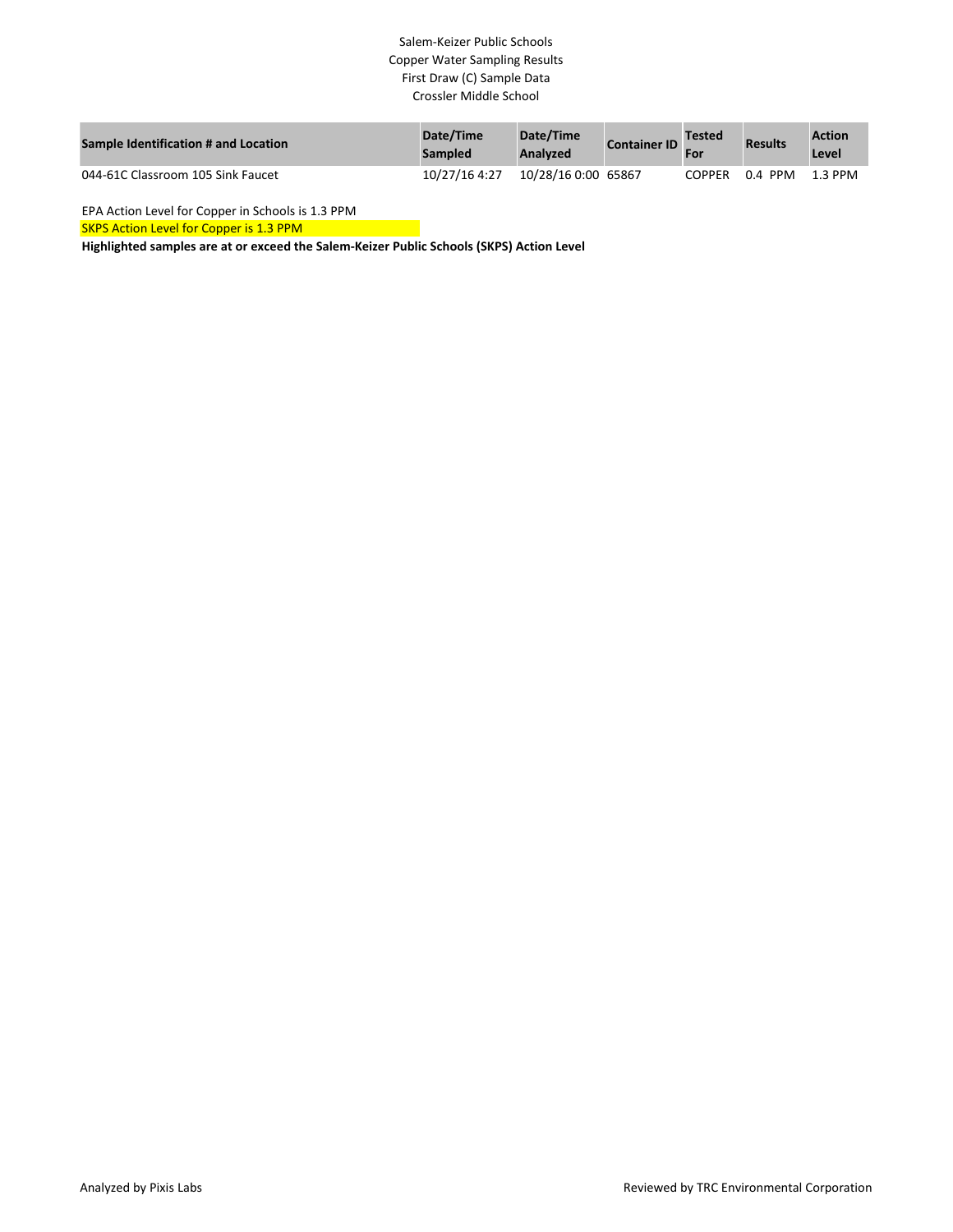Salem-Keizer Public Schools
Copper Water Sampling Results
First Draw (C) Sample Data
Crossler Middle School

| Sample Identification # and Location | Date/Time Sampled | Date/Time Analyzed | Container ID | Tested For | Results | Action Level |
|---|---|---|---|---|---|---|
| 044-61C Classroom 105 Sink Faucet | 10/27/16 4:27 | 10/28/16 0:00 | 65867 | COPPER | 0.4 PPM | 1.3 PPM |

EPA Action Level for Copper in Schools is 1.3 PPM

SKPS Action Level for Copper is 1.3 PPM

**Highlighted samples are at or exceed the Salem-Keizer Public Schools (SKPS) Action Level**

Analyzed by Pixis Labs

Reviewed by TRC Environmental Corporation